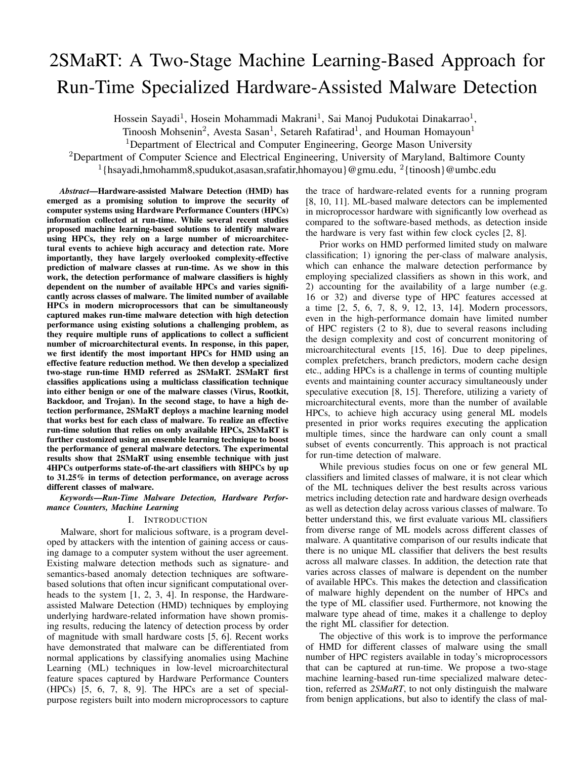# 2SMaRT: A Two-Stage Machine Learning-Based Approach for Run-Time Specialized Hardware-Assisted Malware Detection

Hossein Sayadi[1], Hosein Mohammadi Makrani[1], Sai Manoj Pudukotai Dinakarrao[1], Tinoosh Mohsenin[2], Avesta Sasan[1], Setareh Rafatirad[1], and Houman Homayoun[1]

[1]Department of Electrical and Computer Engineering, George Mason University

[2]Department of Computer Science and Electrical Engineering, University of Maryland, Baltimore County

[1]{hsayadi,hmohamm8,spudukot,asasan,srafatir,hhomayou}@gmu.edu, [2]{tinoosh}@umbc.edu

***Abstract*—Hardware-assisted Malware Detection (HMD) has emerged as a promising solution to improve the security of computer systems using Hardware Performance Counters (HPCs) information collected at run-time. While several recent studies proposed machine learning-based solutions to identify malware using HPCs, they rely on a large number of microarchitectural events to achieve high accuracy and detection rate. More importantly, they have largely overlooked complexity-effective prediction of malware classes at run-time. As we show in this work, the detection performance of malware classifiers is highly dependent on the number of available HPCs and varies significantly across classes of malware. The limited number of available HPCs in modern microprocessors that can be simultaneously captured makes run-time malware detection with high detection performance using existing solutions a challenging problem, as they require multiple runs of applications to collect a sufficient number of microarchitectural events. In response, in this paper, we first identify the most important HPCs for HMD using an effective feature reduction method. We then develop a specialized two-stage run-time HMD referred as 2SMaRT. 2SMaRT first classifies applications using a multiclass classification technique into either benign or one of the malware classes (Virus, Rootkit, Backdoor, and Trojan). In the second stage, to have a high detection performance, 2SMaRT deploys a machine learning model that works best for each class of malware. To realize an effective run-time solution that relies on only available HPCs, 2SMaRT is further customized using an ensemble learning technique to boost the performance of general malware detectors. The experimental results show that 2SMaRT using ensemble technique with just 4HPCs outperforms state-of-the-art classifiers with 8HPCs by up to 31.25% in terms of detection performance, on average across different classes of malware.**

***Keywords*—*Run-Time Malware Detection, Hardware Performance Counters, Machine Learning***

## I. Introduction

Malware, short for malicious software, is a program developed by attackers with the intention of gaining access or causing damage to a computer system without the user agreement. Existing malware detection methods such as signature- and semantics-based anomaly detection techniques are software-based solutions that often incur significant computational overheads to the system [1, 2, 3, 4]. In response, the Hardware-assisted Malware Detection (HMD) techniques by employing underlying hardware-related information have shown promising results, reducing the latency of detection process by order of magnitude with small hardware costs [5, 6]. Recent works have demonstrated that malware can be differentiated from normal applications by classifying anomalies using Machine Learning (ML) techniques in low-level microarchitectural feature spaces captured by Hardware Performance Counters (HPCs) [5, 6, 7, 8, 9]. The HPCs are a set of special-purpose registers built into modern microprocessors to capture the trace of hardware-related events for a running program [8, 10, 11]. ML-based malware detectors can be implemented in microprocessor hardware with significantly low overhead as compared to the software-based methods, as detection inside the hardware is very fast within few clock cycles [2, 8].

Prior works on HMD performed limited study on malware classification; 1) ignoring the per-class of malware analysis, which can enhance the malware detection performance by employing specialized classifiers as shown in this work, and 2) accounting for the availability of a large number (e.g. 16 or 32) and diverse type of HPC features accessed at a time [2, 5, 6, 7, 8, 9, 12, 13, 14]. Modern processors, even in the high-performance domain have limited number of HPC registers (2 to 8), due to several reasons including the design complexity and cost of concurrent monitoring of microarchitectural events [15, 16]. Due to deep pipelines, complex prefetchers, branch predictors, modern cache design etc., adding HPCs is a challenge in terms of counting multiple events and maintaining counter accuracy simultaneously under speculative execution [8, 15]. Therefore, utilizing a variety of microarchitectural events, more than the number of available HPCs, to achieve high accuracy using general ML models presented in prior works requires executing the application multiple times, since the hardware can only count a small subset of events concurrently. This approach is not practical for run-time detection of malware.

While previous studies focus on one or few general ML classifiers and limited classes of malware, it is not clear which of the ML techniques deliver the best results across various metrics including detection rate and hardware design overheads as well as detection delay across various classes of malware. To better understand this, we first evaluate various ML classifiers from diverse range of ML models across different classes of malware. A quantitative comparison of our results indicate that there is no unique ML classifier that delivers the best results across all malware classes. In addition, the detection rate that varies across classes of malware is dependent on the number of available HPCs. This makes the detection and classification of malware highly dependent on the number of HPCs and the type of ML classifier used. Furthermore, not knowing the malware type ahead of time, makes it a challenge to deploy the right ML classifier for detection.

The objective of this work is to improve the performance of HMD for different classes of malware using the small number of HPC registers available in today's microprocessors that can be captured at run-time. We propose a two-stage machine learning-based run-time specialized malware detection, referred as *2SMaRT*, to not only distinguish the malware from benign applications, but also to identify the class of mal-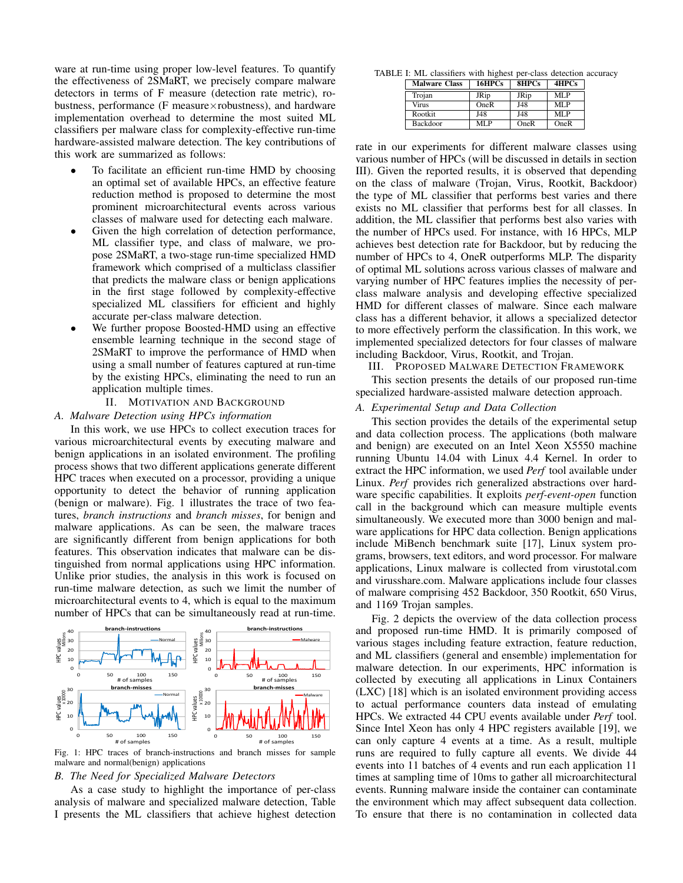ware at run-time using proper low-level features. To quantify the effectiveness of 2SMaRT, we precisely compare malware detectors in terms of F measure (detection rate metric), robustness, performance (F measure×robustness), and hardware implementation overhead to determine the most suited ML classifiers per malware class for complexity-effective run-time hardware-assisted malware detection. The key contributions of this work are summarized as follows:

- To facilitate an efficient run-time HMD by choosing an optimal set of available HPCs, an effective feature reduction method is proposed to determine the most prominent microarchitectural events across various classes of malware used for detecting each malware.
- Given the high correlation of detection performance, ML classifier type, and class of malware, we propose 2SMaRT, a two-stage run-time specialized HMD framework which comprised of a multiclass classifier that predicts the malware class or benign applications in the first stage followed by complexity-effective specialized ML classifiers for efficient and highly accurate per-class malware detection.
- We further propose Boosted-HMD using an effective ensemble learning technique in the second stage of 2SMaRT to improve the performance of HMD when using a small number of features captured at run-time by the existing HPCs, eliminating the need to run an application multiple times.

## II. Motivation and Background

### A. Malware Detection using HPCs information

In this work, we use HPCs to collect execution traces for various microarchitectural events by executing malware and benign applications in an isolated environment. The profiling process shows that two different applications generate different HPC traces when executed on a processor, providing a unique opportunity to detect the behavior of running application (benign or malware). Fig. 1 illustrates the trace of two features, *branch instructions* and *branch misses*, for benign and malware applications. As can be seen, the malware traces are significantly different from benign applications for both features. This observation indicates that malware can be distinguished from normal applications using HPC information. Unlike prior studies, the analysis in this work is focused on run-time malware detection, as such we limit the number of microarchitectural events to 4, which is equal to the maximum number of HPCs that can be simultaneously read at run-time.

Fig. 1: HPC traces of branch-instructions and branch misses for sample malware and normal(benign) applications

### B. The Need for Specialized Malware Detectors

As a case study to highlight the importance of per-class analysis of malware and specialized malware detection, Table I presents the ML classifiers that achieve highest detection rate in our experiments for different malware classes using various number of HPCs (will be discussed in details in section III). Given the reported results, it is observed that depending on the class of malware (Trojan, Virus, Rootkit, Backdoor) the type of ML classifier that performs best varies and there exists no ML classifier that performs best for all classes. In addition, the ML classifier that performs best also varies with the number of HPCs used. For instance, with 16 HPCs, MLP achieves best detection rate for Backdoor, but by reducing the number of HPCs to 4, OneR outperforms MLP. The disparity of optimal ML solutions across various classes of malware and varying number of HPC features implies the necessity of per-class malware analysis and developing effective specialized HMD for different classes of malware. Since each malware class has a different behavior, it allows a specialized detector to more effectively perform the classification. In this work, we implemented specialized detectors for four classes of malware including Backdoor, Virus, Rootkit, and Trojan.

TABLE I: ML classifiers with highest per-class detection accuracy

| Malware Class | 16HPCs | 8HPCs | 4HPCs |
|---|---|---|---|
| Trojan | JRip | JRip | MLP |
| Virus | OneR | J48 | MLP |
| Rootkit | J48 | J48 | MLP |
| Backdoor | MLP | OneR | OneR |

## III. Proposed Malware Detection Framework

This section presents the details of our proposed run-time specialized hardware-assisted malware detection approach.

### A. Experimental Setup and Data Collection

This section provides the details of the experimental setup and data collection process. The applications (both malware and benign) are executed on an Intel Xeon X5550 machine running Ubuntu 14.04 with Linux 4.4 Kernel. In order to extract the HPC information, we used *Perf* tool available under Linux. *Perf* provides rich generalized abstractions over hardware specific capabilities. It exploits *perf-event-open* function call in the background which can measure multiple events simultaneously. We executed more than 3000 benign and malware applications for HPC data collection. Benign applications include MiBench benchmark suite [17], Linux system programs, browsers, text editors, and word processor. For malware applications, Linux malware is collected from virustotal.com and virusshare.com. Malware applications include four classes of malware comprising 452 Backdoor, 350 Rootkit, 650 Virus, and 1169 Trojan samples.

Fig. 2 depicts the overview of the data collection process and proposed run-time HMD. It is primarily composed of various stages including feature extraction, feature reduction, and ML classifiers (general and ensemble) implementation for malware detection. In our experiments, HPC information is collected by executing all applications in Linux Containers (LXC) [18] which is an isolated environment providing access to actual performance counters data instead of emulating HPCs. We extracted 44 CPU events available under *Perf* tool. Since Intel Xeon has only 4 HPC registers available [19], we can only capture 4 events at a time. As a result, multiple runs are required to fully capture all events. We divide 44 events into 11 batches of 4 events and run each application 11 times at sampling time of 10ms to gather all microarchitectural events. Running malware inside the container can contaminate the environment which may affect subsequent data collection. To ensure that there is no contamination in collected data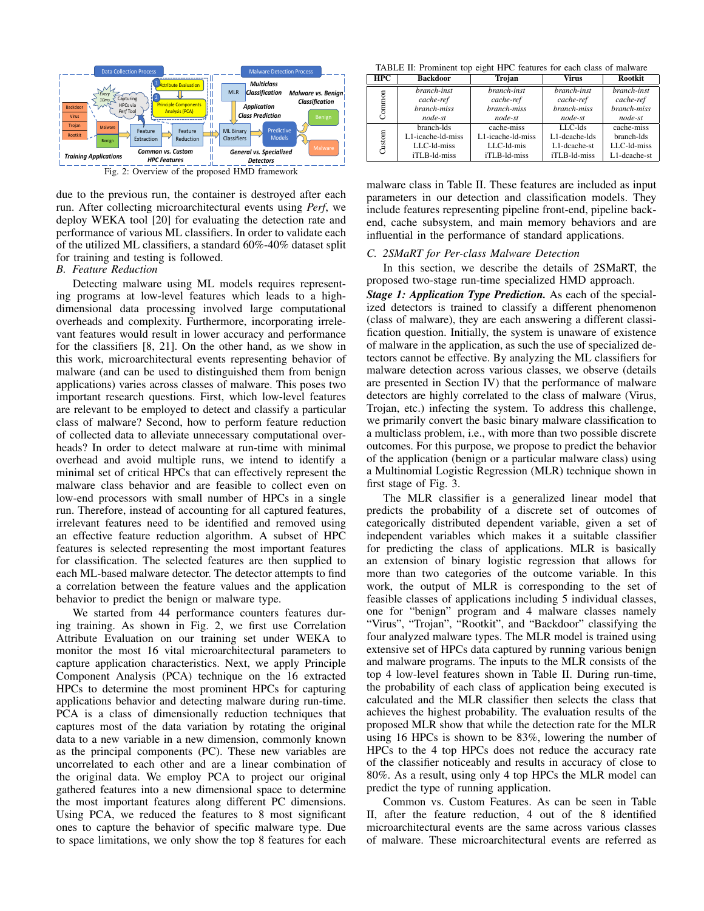Fig. 2: Overview of the proposed HMD framework

due to the previous run, the container is destroyed after each run. After collecting microarchitectural events using *Perf*, we deploy WEKA tool [20] for evaluating the detection rate and performance of various ML classifiers. In order to validate each of the utilized ML classifiers, a standard 60%-40% dataset split for training and testing is followed.

### B. Feature Reduction

Detecting malware using ML models requires representing programs at low-level features which leads to a high-dimensional data processing involved large computational overheads and complexity. Furthermore, incorporating irrelevant features would result in lower accuracy and performance for the classifiers [8, 21]. On the other hand, as we show in this work, microarchitectural events representing behavior of malware (and can be used to distinguished them from benign applications) varies across classes of malware. This poses two important research questions. First, which low-level features are relevant to be employed to detect and classify a particular class of malware? Second, how to perform feature reduction of collected data to alleviate unnecessary computational overheads? In order to detect malware at run-time with minimal overhead and avoid multiple runs, we intend to identify a minimal set of critical HPCs that can effectively represent the malware class behavior and are feasible to collect even on low-end processors with small number of HPCs in a single run. Therefore, instead of accounting for all captured features, irrelevant features need to be identified and removed using an effective feature reduction algorithm. A subset of HPC features is selected representing the most important features for classification. The selected features are then supplied to each ML-based malware detector. The detector attempts to find a correlation between the feature values and the application behavior to predict the benign or malware type.

We started from 44 performance counters features during training. As shown in Fig. 2, we first use Correlation Attribute Evaluation on our training set under WEKA to monitor the most 16 vital microarchitectural parameters to capture application characteristics. Next, we apply Principle Component Analysis (PCA) technique on the 16 extracted HPCs to determine the most prominent HPCs for capturing applications behavior and detecting malware during run-time. PCA is a class of dimensionally reduction techniques that captures most of the data variation by rotating the original data to a new variable in a new dimension, commonly known as the principal components (PC). These new variables are uncorrelated to each other and are a linear combination of the original data. We employ PCA to project our original gathered features into a new dimensional space to determine the most important features along different PC dimensions. Using PCA, we reduced the features to 8 most significant ones to capture the behavior of specific malware type. Due to space limitations, we only show the top 8 features for each malware class in Table II. These features are included as input parameters in our detection and classification models. They include features representing pipeline front-end, pipeline back-end, cache subsystem, and main memory behaviors and are influential in the performance of standard applications.

TABLE II: Prominent top eight HPC features for each class of malware

| HPC | Backdoor | Trojan | Virus | Rootkit |
|---|---|---|---|---|
| Common | *branch-inst* | *branch-inst* | *branch-inst* | *branch-inst* |
| | *cache-ref* | *cache-ref* | *cache-ref* | *cache-ref* |
| | *branch-miss* | *branch-miss* | *branch-miss* | *branch-miss* |
| | *node-st* | *node-st* | *node-st* | *node-st* |
| Custom | branch-lds | cache-miss | LLC-lds | cache-miss |
| | L1-icache-ld-miss | L1-icache-ld-miss | L1-dcache-lds | branch-lds |
| | LLC-ld-miss | LLC-ld-mis | L1-dcache-st | LLC-ld-miss |
| | iTLB-ld-miss | iTLB-ld-miss | iTLB-ld-miss | L1-dcache-st |

### C. 2SMaRT for Per-class Malware Detection

In this section, we describe the details of 2SMaRT, the proposed two-stage run-time specialized HMD approach.

***Stage 1: Application Type Prediction.*** As each of the specialized detectors is trained to classify a different phenomenon (class of malware), they are each answering a different classification question. Initially, the system is unaware of existence of malware in the application, as such the use of specialized detectors cannot be effective. By analyzing the ML classifiers for malware detection across various classes, we observe (details are presented in Section IV) that the performance of malware detectors are highly correlated to the class of malware (Virus, Trojan, etc.) infecting the system. To address this challenge, we primarily convert the basic binary malware classification to a multiclass problem, i.e., with more than two possible discrete outcomes. For this purpose, we propose to predict the behavior of the application (benign or a particular malware class) using a Multinomial Logistic Regression (MLR) technique shown in first stage of Fig. 3.

The MLR classifier is a generalized linear model that predicts the probability of a discrete set of outcomes of categorically distributed dependent variable, given a set of independent variables which makes it a suitable classifier for predicting the class of applications. MLR is basically an extension of binary logistic regression that allows for more than two categories of the outcome variable. In this work, the output of MLR is corresponding to the set of feasible classes of applications including 5 individual classes, one for "benign" program and 4 malware classes namely "Virus", "Trojan", "Rootkit", and "Backdoor" classifying the four analyzed malware types. The MLR model is trained using extensive set of HPCs data captured by running various benign and malware programs. The inputs to the MLR consists of the top 4 low-level features shown in Table II. During run-time, the probability of each class of application being executed is calculated and the MLR classifier then selects the class that achieves the highest probability. The evaluation results of the proposed MLR show that while the detection rate for the MLR using 16 HPCs is shown to be 83%, lowering the number of HPCs to the 4 top HPCs does not reduce the accuracy rate of the classifier noticeably and results in accuracy of close to 80%. As a result, using only 4 top HPCs the MLR model can predict the type of running application.

Common vs. Custom Features. As can be seen in Table II, after the feature reduction, 4 out of the 8 identified microarchitectural events are the same across various classes of malware. These microarchitectural events are referred as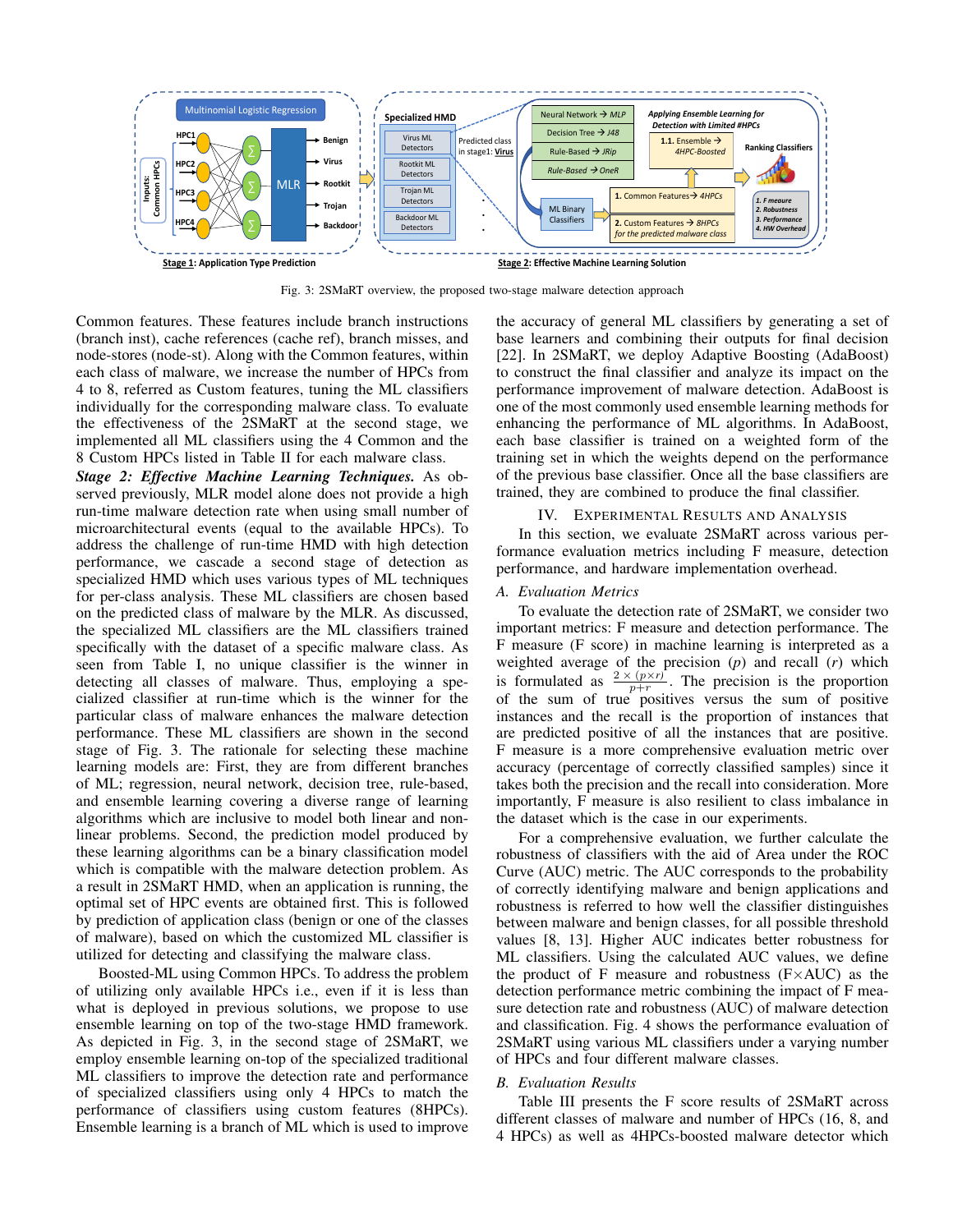Fig. 3: 2SMaRT overview, the proposed two-stage malware detection approach

Common features. These features include branch instructions (branch inst), cache references (cache ref), branch misses, and node-stores (node-st). Along with the Common features, within each class of malware, we increase the number of HPCs from 4 to 8, referred as Custom features, tuning the ML classifiers individually for the corresponding malware class. To evaluate the effectiveness of the 2SMaRT at the second stage, we implemented all ML classifiers using the 4 Common and the 8 Custom HPCs listed in Table II for each malware class.

***Stage 2: Effective Machine Learning Techniques.*** As observed previously, MLR model alone does not provide a high run-time malware detection rate when using small number of microarchitectural events (equal to the available HPCs). To address the challenge of run-time HMD with high detection performance, we cascade a second stage of detection as specialized HMD which uses various types of ML techniques for per-class analysis. These ML classifiers are chosen based on the predicted class of malware by the MLR. As discussed, the specialized ML classifiers are the ML classifiers trained specifically with the dataset of a specific malware class. As seen from Table I, no unique classifier is the winner in detecting all classes of malware. Thus, employing a specialized classifier at run-time which is the winner for the particular class of malware enhances the malware detection performance. These ML classifiers are shown in the second stage of Fig. 3. The rationale for selecting these machine learning models are: First, they are from different branches of ML; regression, neural network, decision tree, rule-based, and ensemble learning covering a diverse range of learning algorithms which are inclusive to model both linear and non-linear problems. Second, the prediction model produced by these learning algorithms can be a binary classification model which is compatible with the malware detection problem. As a result in 2SMaRT HMD, when an application is running, the optimal set of HPC events are obtained first. This is followed by prediction of application class (benign or one of the classes of malware), based on which the customized ML classifier is utilized for detecting and classifying the malware class.

Boosted-ML using Common HPCs. To address the problem of utilizing only available HPCs i.e., even if it is less than what is deployed in previous solutions, we propose to use ensemble learning on top of the two-stage HMD framework. As depicted in Fig. 3, in the second stage of 2SMaRT, we employ ensemble learning on-top of the specialized traditional ML classifiers to improve the detection rate and performance of specialized classifiers using only 4 HPCs to match the performance of classifiers using custom features (8HPCs). Ensemble learning is a branch of ML which is used to improve the accuracy of general ML classifiers by generating a set of base learners and combining their outputs for final decision [22]. In 2SMaRT, we deploy Adaptive Boosting (AdaBoost) to construct the final classifier and analyze its impact on the performance improvement of malware detection. AdaBoost is one of the most commonly used ensemble learning methods for enhancing the performance of ML algorithms. In AdaBoost, each base classifier is trained on a weighted form of the training set in which the weights depend on the performance of the previous base classifier. Once all the base classifiers are trained, they are combined to produce the final classifier.

## IV. Experimental Results and Analysis

In this section, we evaluate 2SMaRT across various performance evaluation metrics including F measure, detection performance, and hardware implementation overhead.

### A. Evaluation Metrics

To evaluate the detection rate of 2SMaRT, we consider two important metrics: F measure and detection performance. The F measure (F score) in machine learning is interpreted as a weighted average of the precision ($p$) and recall ($r$) which is formulated as $\frac{2 \times (p \times r)}{p+r}$. The precision is the proportion of the sum of true positives versus the sum of positive instances and the recall is the proportion of instances that are predicted positive of all the instances that are positive. F measure is a more comprehensive evaluation metric over accuracy (percentage of correctly classified samples) since it takes both the precision and the recall into consideration. More importantly, F measure is also resilient to class imbalance in the dataset which is the case in our experiments.

For a comprehensive evaluation, we further calculate the robustness of classifiers with the aid of Area under the ROC Curve (AUC) metric. The AUC corresponds to the probability of correctly identifying malware and benign applications and robustness is referred to how well the classifier distinguishes between malware and benign classes, for all possible threshold values [8, 13]. Higher AUC indicates better robustness for ML classifiers. Using the calculated AUC values, we define the product of F measure and robustness (F$\times$AUC) as the detection performance metric combining the impact of F measure detection rate and robustness (AUC) of malware detection and classification. Fig. 4 shows the performance evaluation of 2SMaRT using various ML classifiers under a varying number of HPCs and four different malware classes.

### B. Evaluation Results

Table III presents the F score results of 2SMaRT across different classes of malware and number of HPCs (16, 8, and 4 HPCs) as well as 4HPCs-boosted malware detector which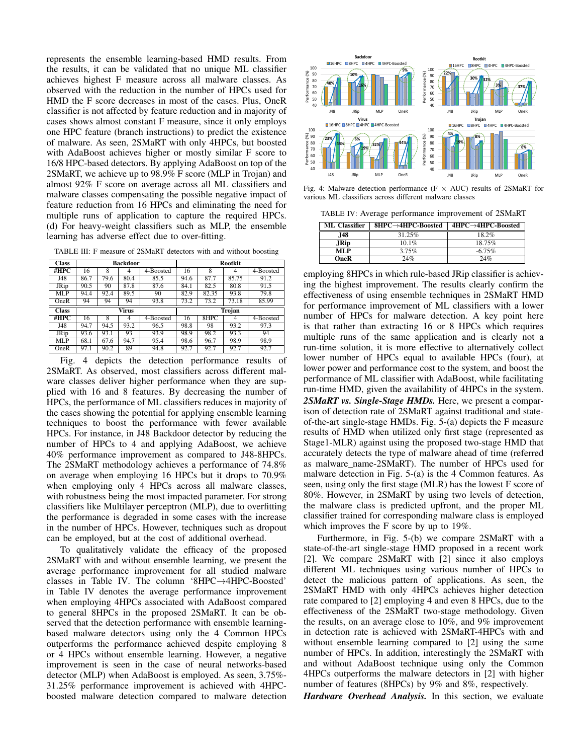represents the ensemble learning-based HMD results. From the results, it can be validated that no unique ML classifier achieves highest F measure across all malware classes. As observed with the reduction in the number of HPCs used for HMD the F score decreases in most of the cases. Plus, OneR classifier is not affected by feature reduction and in majority of cases shows almost constant F measure, since it only employs one HPC feature (branch instructions) to predict the existence of malware. As seen, 2SMaRT with only 4HPCs, but boosted with AdaBoost achieves higher or mostly similar F score to 16/8 HPC-based detectors. By applying AdaBoost on top of the 2SMaRT, we achieve up to 98.9% F score (MLP in Trojan) and almost 92% F score on average across all ML classifiers and malware classes compensating the possible negative impact of feature reduction from 16 HPCs and eliminating the need for multiple runs of application to capture the required HPCs. (d) For heavy-weight classifiers such as MLP, the ensemble learning has adverse effect due to over-fitting.

TABLE III: F measure of 2SMaRT detectors with and without boosting

| Class | Backdoor | | | | Rootkit | | | |
|---|---|---|---|---|---|---|---|---|
| #HPC | 16 | 8 | 4 | 4-Boosted | 16 | 8 | 4 | 4-Boosted |
| J48 | 86.7 | 79.6 | 80.4 | 85.5 | 94.6 | 87.7 | 85.75 | 91.2 |
| JRip | 90.5 | 90 | 87.8 | 87.6 | 84.1 | 82.5 | 80.8 | 91.5 |
| MLP | 94.4 | 92.4 | 89.5 | 90 | 82.9 | 82.35 | 93.8 | 79.8 |
| OneR | 94 | 94 | 94 | 93.8 | 73.2 | 73.2 | 73.18 | 85.99 |
| **Class** | **Virus** | | | | **Trojan** | | | |
| **#HPC** | **16** | **8** | **4** | **4-Boosted** | **16** | **8HPC** | **4** | **4-Boosted** |
| J48 | 94.7 | 94.5 | 93.2 | 96.5 | 98.8 | 98 | 93.2 | 97.3 |
| JRip | 93.6 | 93.1 | 93 | 93.9 | 98.9 | 98.2 | 93.3 | 94 |
| MLP | 68.1 | 67.6 | 94.7 | 95.4 | 98.6 | 96.7 | 98.9 | 98.9 |
| OneR | 97.1 | 90.2 | 89 | 94.8 | 92.7 | 92.7 | 92.7 | 92.7 |

Fig. 4 depicts the detection performance results of 2SMaRT. As observed, most classifiers across different malware classes deliver higher performance when they are supplied with 16 and 8 features. By decreasing the number of HPCs, the performance of ML classifiers reduces in majority of the cases showing the potential for applying ensemble learning techniques to boost the performance with fewer available HPCs. For instance, in J48 Backdoor detector by reducing the number of HPCs to 4 and applying AdaBoost, we achieve 40% performance improvement as compared to J48-8HPCs. The 2SMaRT methodology achieves a performance of 74.8% on average when employing 16 HPCs but it drops to 70.9% when employing only 4 HPCs across all malware classes, with robustness being the most impacted parameter. For strong classifiers like Multilayer perceptron (MLP), due to overfitting the performance is degraded in some cases with the increase in the number of HPCs. However, techniques such as dropout can be employed, but at the cost of additional overhead.

To qualitatively validate the efficacy of the proposed 2SMaRT with and without ensemble learning, we present the average performance improvement for all studied malware classes in Table IV. The column '8HPC→4HPC-Boosted' in Table IV denotes the average performance improvement when employing 4HPCs associated with AdaBoost compared to general 8HPCs in the proposed 2SMaRT. It can be observed that the detection performance with ensemble learning-based malware detectors using only the 4 Common HPCs outperforms the performance achieved despite employing 8 or 4 HPCs without ensemble learning. However, a negative improvement is seen in the case of neural networks-based detector (MLP) when AdaBoost is employed. As seen, 3.75%-31.25% performance improvement is achieved with 4HPC-boosted malware detection compared to malware detection employing 8HPCs in which rule-based JRip classifier is achieving the highest improvement. The results clearly confirm the effectiveness of using ensemble techniques in 2SMaRT HMD for performance improvement of ML classifiers with a lower number of HPCs for malware detection. A key point here is that rather than extracting 16 or 8 HPCs which requires multiple runs of the same application and is clearly not a run-time solution, it is more effective to alternatively collect lower number of HPCs equal to available HPCs (four), at lower power and performance cost to the system, and boost the performance of ML classifier with AdaBoost, while facilitating run-time HMD, given the availability of 4HPCs in the system.

Fig. 4: Malware detection performance (F × AUC) results of 2SMaRT for various ML classifiers across different malware classes

TABLE IV: Average performance improvement of 2SMaRT

| ML Classifier | 8HPC→4HPC-Boosted | 4HPC→4HPC-Boosted |
|---|---|---|
| **J48** | 31.25% | 18.2% |
| **JRip** | 10.1% | 18.75% |
| **MLP** | 3.75% | -6.75% |
| **OneR** | 24% | 24% |

***2SMaRT vs. Single-Stage HMDs.*** Here, we present a comparison of detection rate of 2SMaRT against traditional and state-of-the-art single-stage HMDs. Fig. 5-(a) depicts the F measure results of HMD when utilized only first stage (represented as Stage1-MLR) against using the proposed two-stage HMD that accurately detects the type of malware ahead of time (referred as malware_name-2SMaRT). The number of HPCs used for malware detection in Fig. 5-(a) is the 4 Common features. As seen, using only the first stage (MLR) has the lowest F score of 80%. However, in 2SMaRT by using two levels of detection, the malware class is predicted upfront, and the proper ML classifier trained for corresponding malware class is employed which improves the F score by up to 19%.

Furthermore, in Fig. 5-(b) we compare 2SMaRT with a state-of-the-art single-stage HMD proposed in a recent work [2]. We compare 2SMaRT with [2] since it also employs different ML techniques using various number of HPCs to detect the malicious pattern of applications. As seen, the 2SMaRT HMD with only 4HPCs achieves higher detection rate compared to [2] employing 4 and even 8 HPCs, due to the effectiveness of the 2SMaRT two-stage methodology. Given the results, on an average close to 10%, and 9% improvement in detection rate is achieved with 2SMaRT-4HPCs with and without ensemble learning compared to [2] using the same number of HPCs. In addition, interestingly the 2SMaRT with and without AdaBoost technique using only the Common 4HPCs outperforms the malware detectors in [2] with higher number of features (8HPCs) by 9% and 8%, respectively.

***Hardware Overhead Analysis.*** In this section, we evaluate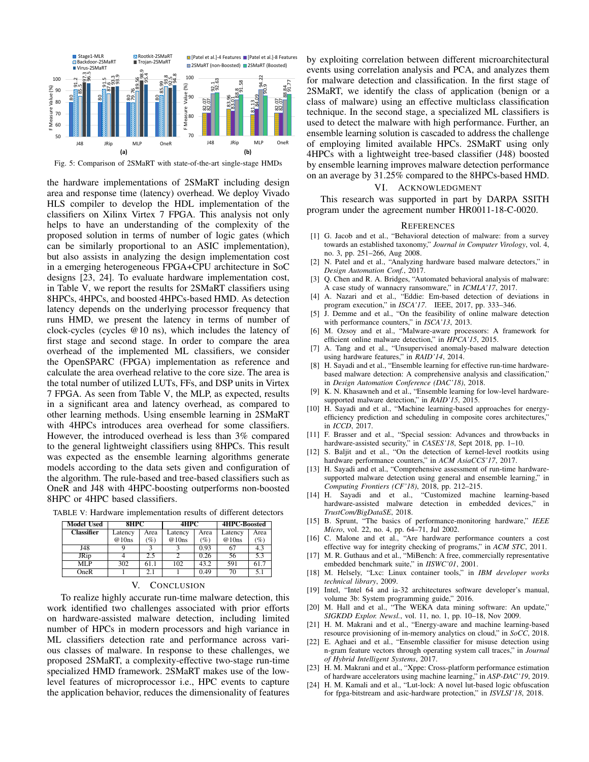Stage1-MLR
Backdoor-2SMaRT
Virus-2SMaRT
Rootkit-2SMaRT
Trojan-2SMaRT

F Measure Value (%)

100
90
80
70
60
50

80 91.2 85.5 97.3 96.5
80 91.5 87.6 93.3 93.9
80 79.76 89.56 98.9 95.4
80 85.99 93.8 92.5 94.8

J48 JRip MLP OneR

(a)

[Patel et al.]-4 Features
[Patel et al.]-8 Features
2SMaRT (non-Boosted)
2SMaRT (Boosted)

F Measure Value (%)

100
90
80
70

82.07 82.07 92.1 92.63
83.96 83.01 88.8 91.58
81.13 84.09 94.22 90.9
82.07 82.07 88.84 91.77

J48 JRip MLP OneR

(b)

Fig. 5: Comparison of 2SMaRT with state-of-the-art single-stage HMDs

the hardware implementations of 2SMaRT including design area and response time (latency) overhead. We deploy Vivado HLS compiler to develop the HDL implementation of the classifiers on Xilinx Virtex 7 FPGA. This analysis not only helps to have an understanding of the complexity of the proposed solution in terms of number of logic gates (which can be similarly proportional to an ASIC implementation), but also assists in analyzing the design implementation cost in a emerging heterogeneous FPGA+CPU architecture in SoC designs [23, 24]. To evaluate hardware implementation cost, in Table V, we report the results for 2SMaRT classifiers using 8HPCs, 4HPCs, and boosted 4HPCs-based HMD. As detection latency depends on the underlying processor frequency that runs HMD, we present the latency in terms of number of clock-cycles (cycles @10 ns), which includes the latency of first stage and second stage. In order to compare the area overhead of the implemented ML classifiers, we consider the OpenSPARC (FPGA) implementation as reference and calculate the area overhead relative to the core size. The area is the total number of utilized LUTs, FFs, and DSP units in Virtex 7 FPGA. As seen from Table V, the MLP, as expected, results in a significant area and latency overhead, as compared to other learning methods. Using ensemble learning in 2SMaRT with 4HPCs introduces area overhead for some classifiers. However, the introduced overhead is less than 3% compared to the general lightweight classifiers using 8HPCs. This result was expected as the ensemble learning algorithms generate models according to the data sets given and configuration of the algorithm. The rule-based and tree-based classifiers such as OneR and J48 with 4HPC-boosting outperforms non-boosted 8HPC or 4HPC based classifiers.

TABLE V: Hardware implementation results of different detectors

| Model Used | 8HPC | | 4HPC | | 4HPC-Boosted | |
|---|---|---|---|---|---|---|
| Classifier | Latency @10ns | Area (%) | Latency @10ns | Area (%) | Latency @10ns | Area (%) |
| J48 | 9 | 3 | 3 | 0.93 | 67 | 4.3 |
| JRip | 4 | 2.5 | 2 | 0.26 | 56 | 5.3 |
| MLP | 302 | 61.1 | 102 | 43.2 | 591 | 61.7 |
| OneR | 1 | 2.1 | 1 | 0.49 | 70 | 5.1 |

## V. Conclusion

To realize highly accurate run-time malware detection, this work identified two challenges associated with prior efforts on hardware-assisted malware detection, including limited number of HPCs in modern processors and high variance in ML classifiers detection rate and performance across various classes of malware. In response to these challenges, we proposed 2SMaRT, a complexity-effective two-stage run-time specialized HMD framework. 2SMaRT makes use of the low-level features of microprocessor i.e., HPC events to capture the application behavior, reduces the dimensionality of features by exploiting correlation between different microarchitectural events using correlation analysis and PCA, and analyzes them for malware detection and classification. In the first stage of 2SMaRT, we identify the class of application (benign or a class of malware) using an effective multiclass classification technique. In the second stage, a specialized ML classifiers is used to detect the malware with high performance. Further, an ensemble learning solution is cascaded to address the challenge of employing limited available HPCs. 2SMaRT using only 4HPCs with a lightweight tree-based classifier (J48) boosted by ensemble learning improves malware detection performance on an average by 31.25% compared to the 8HPCs-based HMD.

## VI. Acknowledgment

This research was supported in part by DARPA SSITH program under the agreement number HR0011-18-C-0020.

## References

[1] G. Jacob and et al., "Behavioral detection of malware: from a survey towards an established taxonomy," *Journal in Computer Virology*, vol. 4, no. 3, pp. 251–266, Aug 2008.

[2] N. Patel and et al., "Analyzing hardware based malware detectors," in *Design Automation Conf.*, 2017.

[3] Q. Chen and R. A. Bridges, "Automated behavioral analysis of malware: A case study of wannacry ransomware," in *ICMLA'17*, 2017.

[4] A. Nazari and et al., "Eddie: Em-based detection of deviations in program execution," in *ISCA'17*. IEEE, 2017, pp. 333–346.

[5] J. Demme and et al., "On the feasibility of online malware detection with performance counters," in *ISCA'13*, 2013.

[6] M. Ozsoy and et al., "Malware-aware processors: A framework for efficient online malware detection," in *HPCA'15*, 2015.

[7] A. Tang and et al., "Unsupervised anomaly-based malware detection using hardware features," in *RAID'14*, 2014.

[8] H. Sayadi and et al., "Ensemble learning for effective run-time hardware-based malware detection: A comprehensive analysis and classification," in *Design Automation Conference (DAC'18)*, 2018.

[9] K. N. Khasawneh and et al., "Ensemble learning for low-level hardware-supported malware detection," in *RAID'15*, 2015.

[10] H. Sayadi and et al., "Machine learning-based approaches for energy-efficiency prediction and scheduling in composite cores architectures," in *ICCD*, 2017.

[11] F. Brasser and et al., "Special session: Advances and throwbacks in hardware-assisted security," in *CASES'18*, Sept 2018, pp. 1–10.

[12] S. Baljit and et al., "On the detection of kernel-level rootkits using hardware performance counters," in *ACM AsiaCCS'17*, 2017.

[13] H. Sayadi and et al., "Comprehensive assessment of run-time hardware-supported malware detection using general and ensemble learning," in *Computing Frontiers (CF'18)*, 2018, pp. 212–215.

[14] H. Sayadi and et al., "Customized machine learning-based hardware-assisted malware detection in embedded devices," in *TrustCom/BigDataSE*, 2018.

[15] B. Sprunt, "The basics of performance-monitoring hardware," *IEEE Micro*, vol. 22, no. 4, pp. 64–71, Jul 2002.

[16] C. Malone and et al., "Are hardware performance counters a cost effective way for integrity checking of programs," in *ACM STC*, 2011.

[17] M. R. Guthaus and et al., "MiBench: A free, commercially representative embedded benchmark suite," in *IISWC'01*, 2001.

[18] M. Helsely, "Lxc: Linux container tools," in *IBM developer works technical library*, 2009.

[19] Intel, "Intel 64 and ia-32 architectures software developer's manual, volume 3b: System programming guide," 2016.

[20] M. Hall and et al., "The WEKA data mining software: An update," *SIGKDD Explor. Newsl.*, vol. 11, no. 1, pp. 10–18, Nov 2009.

[21] H. M. Makrani and et al., "Energy-aware and machine learning-based resource provisioning of in-memory analytics on cloud," in *SoCC*, 2018.

[22] E. Aghaei and et al., "Ensemble classifier for misuse detection using n-gram feature vectors through operating system call traces," in *Journal of Hybrid Intelligent Systems*, 2017.

[23] H. M. Makrani and et al., "Xppe: Cross-platform performance estimation of hardware accelerators using machine learning," in *ASP-DAC'19*, 2019.

[24] H. M. Kamali and et al., "Lut-lock: A novel lut-based logic obfuscation for fpga-bitstream and asic-hardware protection," in *ISVLSI'18*, 2018.